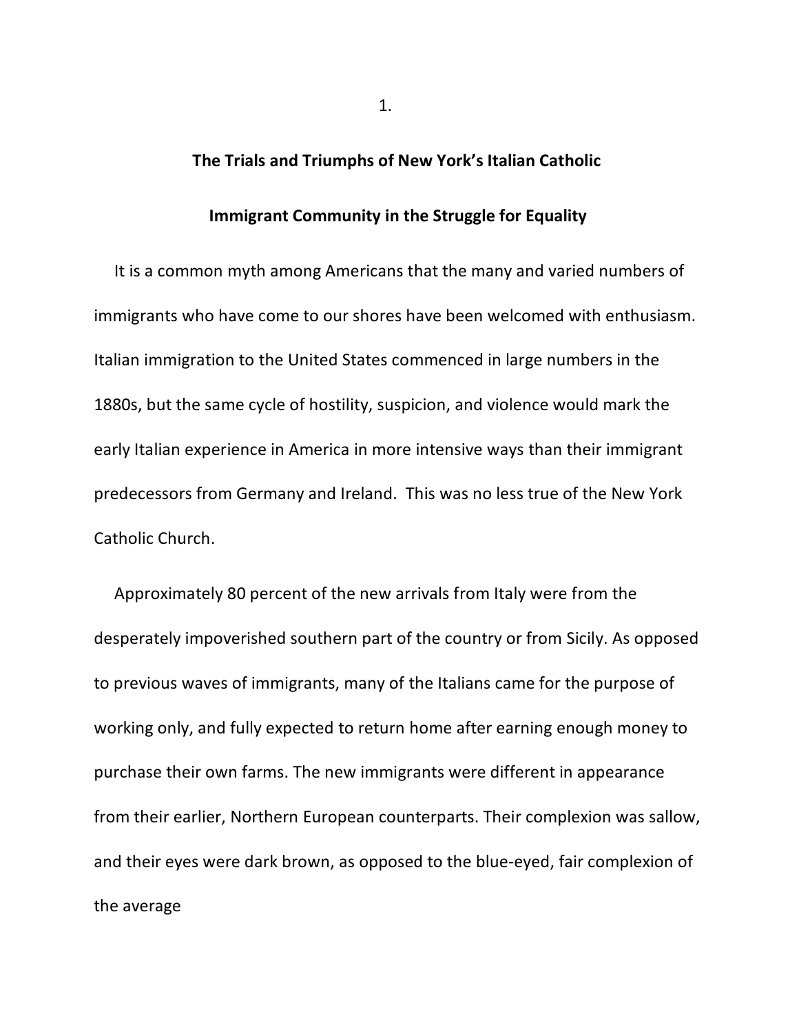# The Trials and Triumphs of New York's Italian Catholic Immigrant Community in the Struggle for Equality

It is a common myth among Americans that the many and varied numbers of immigrants who have come to our shores have been welcomed with enthusiasm. Italian immigration to the United States commenced in large numbers in the 1880s, but the same cycle of hostility, suspicion, and violence would mark the early Italian experience in America in more intensive ways than their immigrant predecessors from Germany and Ireland. This was no less true of the New York Catholic Church.

Approximately 80 percent of the new arrivals from Italy were from the desperately impoverished southern part of the country or from Sicily. As opposed to previous waves of immigrants, many of the Italians came for the purpose of working only, and fully expected to return home after earning enough money to purchase their own farms. The new immigrants were different in appearance from their earlier, Northern European counterparts. Their complexion was sallow, and their eyes were dark brown, as opposed to the blue-eyed, fair complexion of the average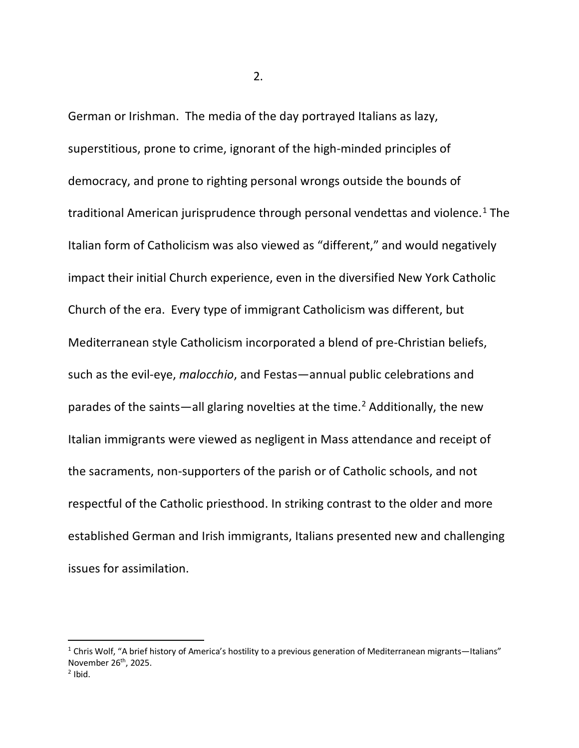German or Irishman. The media of the day portrayed Italians as lazy, superstitious, prone to crime, ignorant of the high-minded principles of democracy, and prone to righting personal wrongs outside the bounds of traditional American jurisprudence through personal vendettas and violence.[1] The Italian form of Catholicism was also viewed as "different," and would negatively impact their initial Church experience, even in the diversified New York Catholic Church of the era. Every type of immigrant Catholicism was different, but Mediterranean style Catholicism incorporated a blend of pre-Christian beliefs, such as the evil-eye, *malocchio*, and Festas—annual public celebrations and parades of the saints—all glaring novelties at the time.[2] Additionally, the new Italian immigrants were viewed as negligent in Mass attendance and receipt of the sacraments, non-supporters of the parish or of Catholic schools, and not respectful of the Catholic priesthood. In striking contrast to the older and more established German and Irish immigrants, Italians presented new and challenging issues for assimilation.

---

[1] Chris Wolf, "A brief history of America's hostility to a previous generation of Mediterranean migrants—Italians" November 26th, 2025.

[2] Ibid.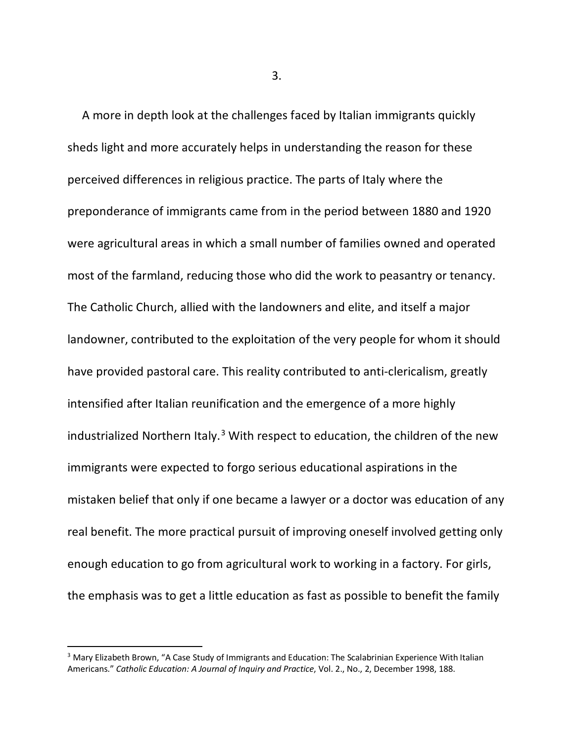A more in depth look at the challenges faced by Italian immigrants quickly sheds light and more accurately helps in understanding the reason for these perceived differences in religious practice. The parts of Italy where the preponderance of immigrants came from in the period between 1880 and 1920 were agricultural areas in which a small number of families owned and operated most of the farmland, reducing those who did the work to peasantry or tenancy. The Catholic Church, allied with the landowners and elite, and itself a major landowner, contributed to the exploitation of the very people for whom it should have provided pastoral care. This reality contributed to anti-clericalism, greatly intensified after Italian reunification and the emergence of a more highly industrialized Northern Italy.[3] With respect to education, the children of the new immigrants were expected to forgo serious educational aspirations in the mistaken belief that only if one became a lawyer or a doctor was education of any real benefit. The more practical pursuit of improving oneself involved getting only enough education to go from agricultural work to working in a factory. For girls, the emphasis was to get a little education as fast as possible to benefit the family

---

[3] Mary Elizabeth Brown, "A Case Study of Immigrants and Education: The Scalabrinian Experience With Italian Americans." *Catholic Education: A Journal of Inquiry and Practice*, Vol. 2., No., 2, December 1998, 188.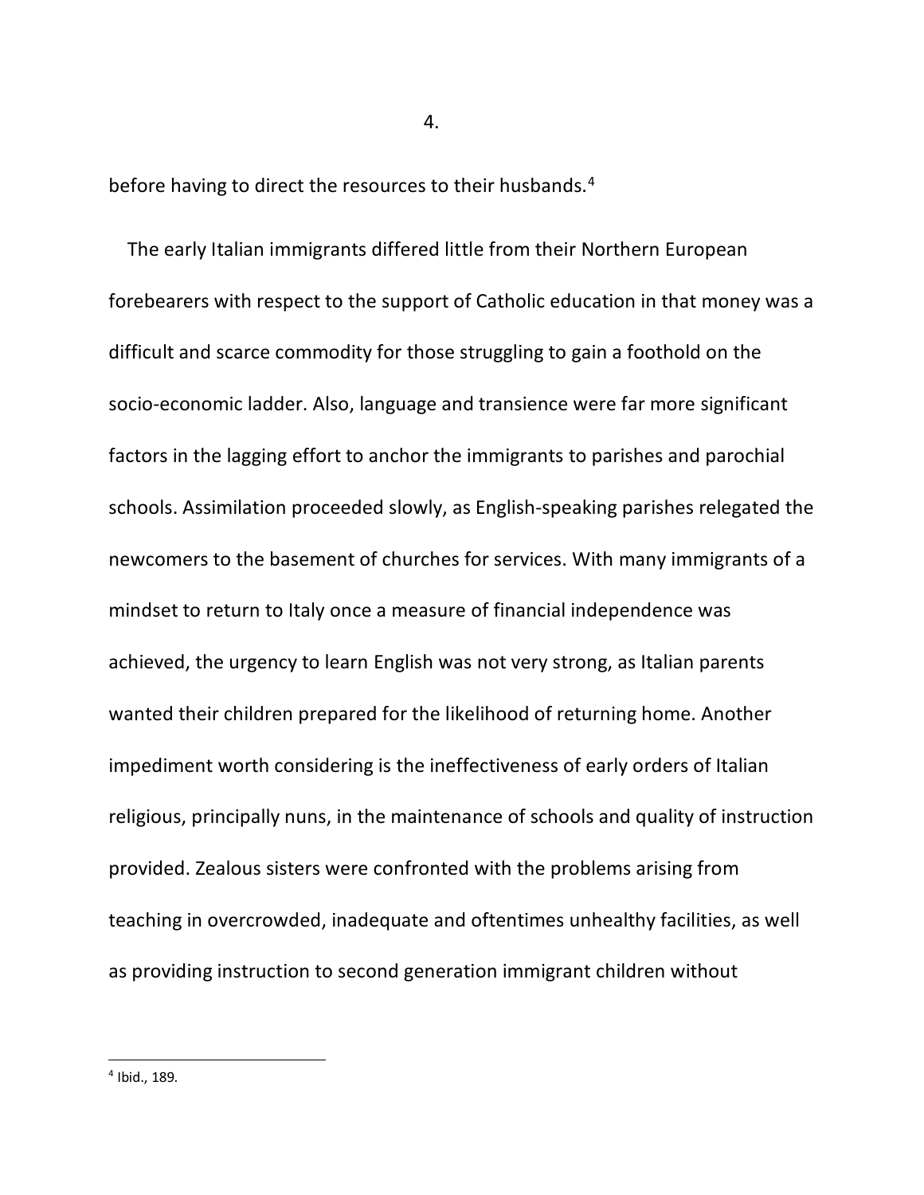before having to direct the resources to their husbands.[4]

The early Italian immigrants differed little from their Northern European forebearers with respect to the support of Catholic education in that money was a difficult and scarce commodity for those struggling to gain a foothold on the socio-economic ladder. Also, language and transience were far more significant factors in the lagging effort to anchor the immigrants to parishes and parochial schools. Assimilation proceeded slowly, as English-speaking parishes relegated the newcomers to the basement of churches for services. With many immigrants of a mindset to return to Italy once a measure of financial independence was achieved, the urgency to learn English was not very strong, as Italian parents wanted their children prepared for the likelihood of returning home. Another impediment worth considering is the ineffectiveness of early orders of Italian religious, principally nuns, in the maintenance of schools and quality of instruction provided. Zealous sisters were confronted with the problems arising from teaching in overcrowded, inadequate and oftentimes unhealthy facilities, as well as providing instruction to second generation immigrant children without

[4] Ibid., 189.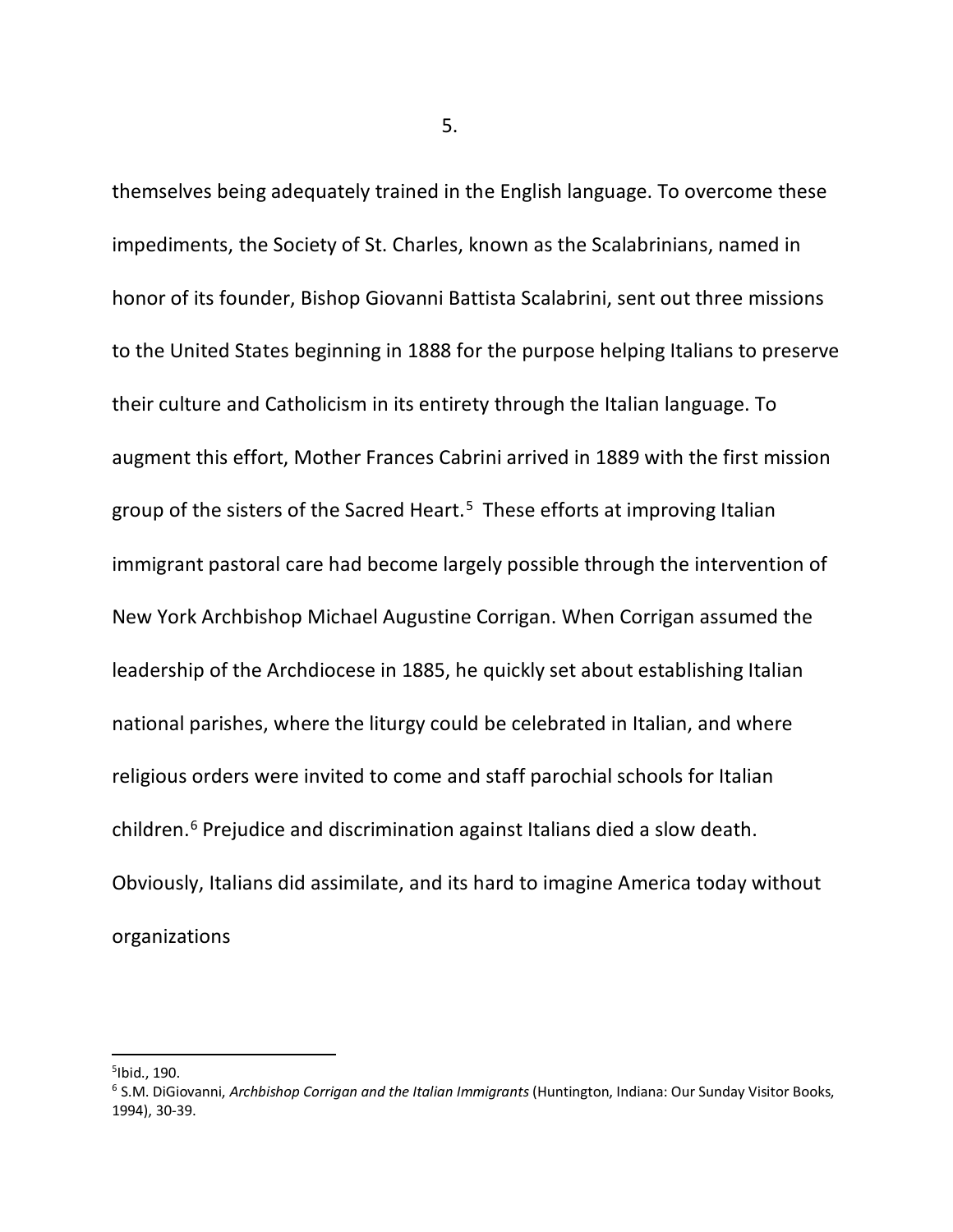themselves being adequately trained in the English language. To overcome these impediments, the Society of St. Charles, known as the Scalabrinians, named in honor of its founder, Bishop Giovanni Battista Scalabrini, sent out three missions to the United States beginning in 1888 for the purpose helping Italians to preserve their culture and Catholicism in its entirety through the Italian language. To augment this effort, Mother Frances Cabrini arrived in 1889 with the first mission group of the sisters of the Sacred Heart.[5] These efforts at improving Italian immigrant pastoral care had become largely possible through the intervention of New York Archbishop Michael Augustine Corrigan. When Corrigan assumed the leadership of the Archdiocese in 1885, he quickly set about establishing Italian national parishes, where the liturgy could be celebrated in Italian, and where religious orders were invited to come and staff parochial schools for Italian children.[6] Prejudice and discrimination against Italians died a slow death. Obviously, Italians did assimilate, and its hard to imagine America today without organizations

---

[5] Ibid., 190.

[6] S.M. DiGiovanni, *Archbishop Corrigan and the Italian Immigrants* (Huntington, Indiana: Our Sunday Visitor Books, 1994), 30-39.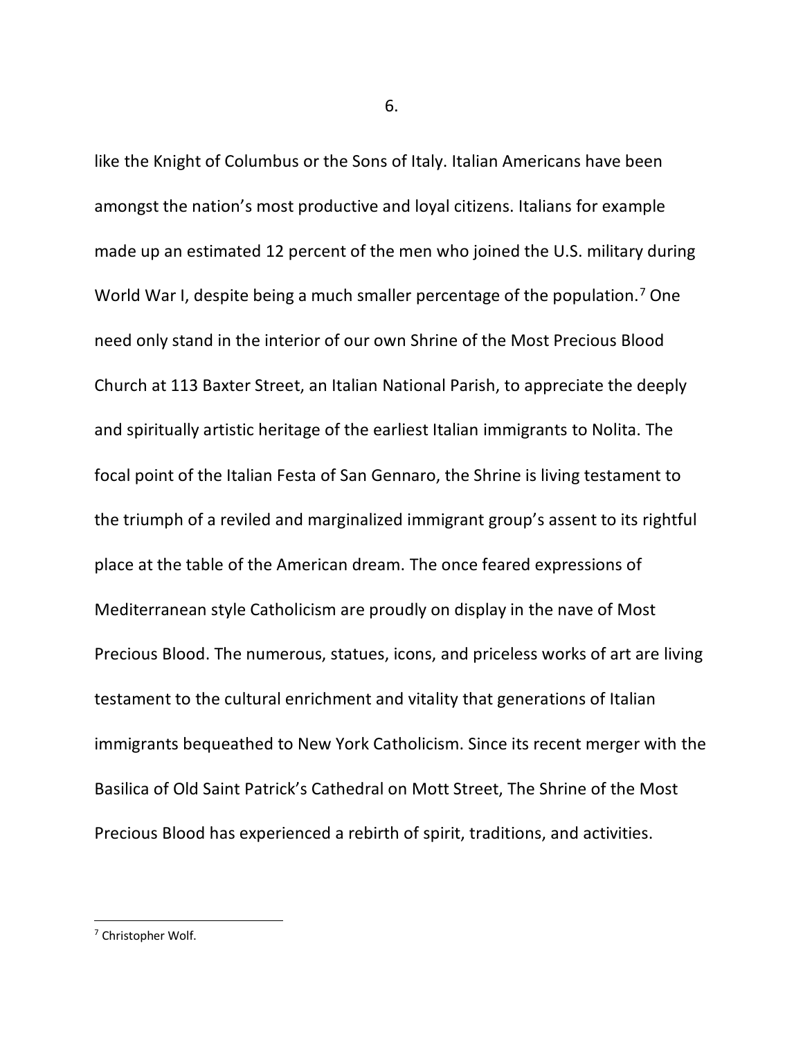like the Knight of Columbus or the Sons of Italy. Italian Americans have been amongst the nation's most productive and loyal citizens. Italians for example made up an estimated 12 percent of the men who joined the U.S. military during World War I, despite being a much smaller percentage of the population.[7] One need only stand in the interior of our own Shrine of the Most Precious Blood Church at 113 Baxter Street, an Italian National Parish, to appreciate the deeply and spiritually artistic heritage of the earliest Italian immigrants to Nolita. The focal point of the Italian Festa of San Gennaro, the Shrine is living testament to the triumph of a reviled and marginalized immigrant group's assent to its rightful place at the table of the American dream. The once feared expressions of Mediterranean style Catholicism are proudly on display in the nave of Most Precious Blood. The numerous, statues, icons, and priceless works of art are living testament to the cultural enrichment and vitality that generations of Italian immigrants bequeathed to New York Catholicism. Since its recent merger with the Basilica of Old Saint Patrick's Cathedral on Mott Street, The Shrine of the Most Precious Blood has experienced a rebirth of spirit, traditions, and activities.

---

[7] Christopher Wolf.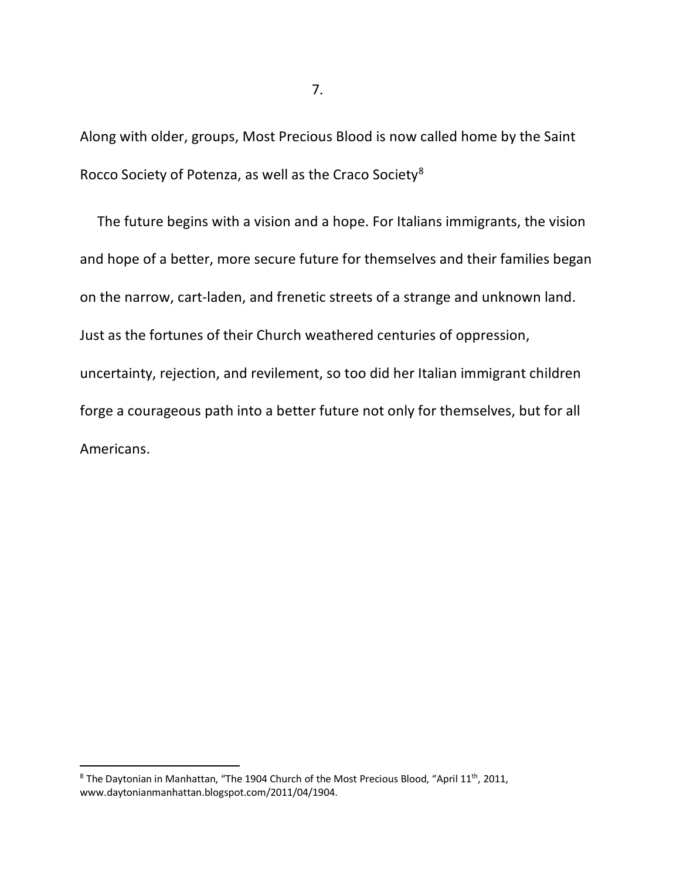Along with older, groups, Most Precious Blood is now called home by the Saint Rocco Society of Potenza, as well as the Craco Society[8]

The future begins with a vision and a hope. For Italians immigrants, the vision and hope of a better, more secure future for themselves and their families began on the narrow, cart-laden, and frenetic streets of a strange and unknown land. Just as the fortunes of their Church weathered centuries of oppression, uncertainty, rejection, and revilement, so too did her Italian immigrant children forge a courageous path into a better future not only for themselves, but for all Americans.

---

[8] The Daytonian in Manhattan, "The 1904 Church of the Most Precious Blood, "April 11th, 2011, www.daytonianmanhattan.blogspot.com/2011/04/1904.